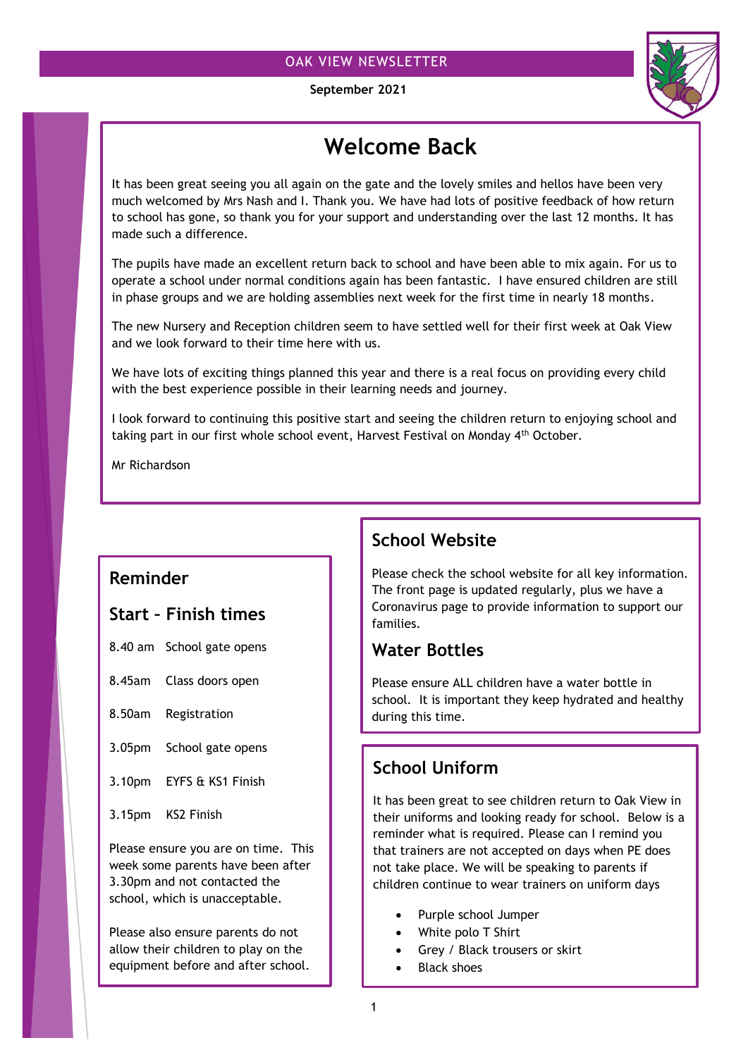OAK VIEW NEWSLETTER

**September 2021**

# Welcome Back

It has been great seeing you all again on the gate and the lovely smiles and hellos have been very much welcomed by Mrs Nash and I. Thank you. We have had lots of positive feedback of how return to school has gone, so thank you for your support and understanding over the last 12 months. It has made such a difference.

The pupils have made an excellent return back to school and have been able to mix again. For us to operate a school under normal conditions again has been fantastic. I have ensured children are still in phase groups and we are holding assemblies next week for the first time in nearly 18 months.

The new Nursery and Reception children seem to have settled well for their first week at Oak View and we look forward to their time here with us.

We have lots of exciting things planned this year and there is a real focus on providing every child with the best experience possible in their learning needs and journey.

I look forward to continuing this positive start and seeing the children return to enjoying school and taking part in our first whole school event, Harvest Festival on Monday 4th October.

Mr Richardson

## Reminder

## Start – Finish times

| | |
|---|---|
| 8.40 am | School gate opens |
| 8.45am | Class doors open |
| 8.50am | Registration |
| 3.05pm | School gate opens |
| 3.10pm | EYFS & KS1 Finish |
| 3.15pm | KS2 Finish |

Please ensure you are on time. This week some parents have been after 3.30pm and not contacted the school, which is unacceptable.

Please also ensure parents do not allow their children to play on the equipment before and after school.

## School Website

Please check the school website for all key information. The front page is updated regularly, plus we have a Coronavirus page to provide information to support our families.

## Water Bottles

Please ensure ALL children have a water bottle in school. It is important they keep hydrated and healthy during this time.

## School Uniform

It has been great to see children return to Oak View in their uniforms and looking ready for school. Below is a reminder what is required. Please can I remind you that trainers are not accepted on days when PE does not take place. We will be speaking to parents if children continue to wear trainers on uniform days

- Purple school Jumper
- White polo T Shirt
- Grey / Black trousers or skirt
- Black shoes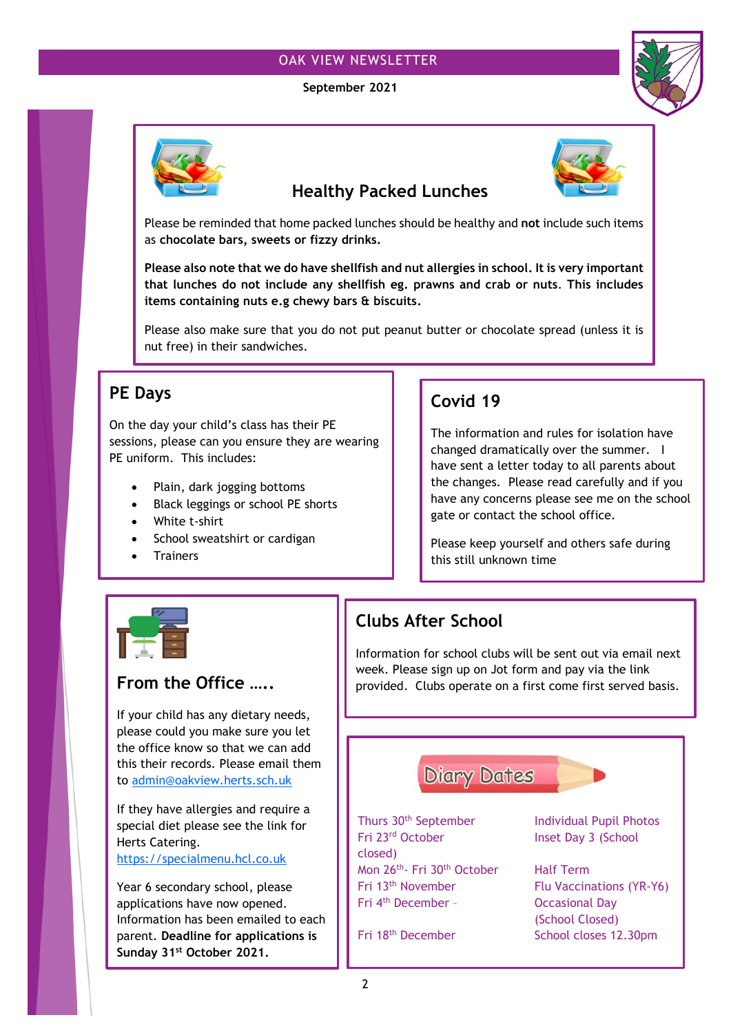## Healthy Packed Lunches

Please be reminded that home packed lunches should be healthy and **not** include such items as **chocolate bars, sweets or fizzy drinks.**

**Please also note that we do have shellfish and nut allergies in school. It is very important that lunches do not include any shellfish eg. prawns and crab or nuts. This includes items containing nuts e.g chewy bars & biscuits.**

Please also make sure that you do not put peanut butter or chocolate spread (unless it is nut free) in their sandwiches.

## PE Days

On the day your child's class has their PE sessions, please can you ensure they are wearing PE uniform. This includes:

- Plain, dark jogging bottoms
- Black leggings or school PE shorts
- White t-shirt
- School sweatshirt or cardigan
- Trainers

## Covid 19

The information and rules for isolation have changed dramatically over the summer. I have sent a letter today to all parents about the changes. Please read carefully and if you have any concerns please see me on the school gate or contact the school office.

Please keep yourself and others safe during this still unknown time

## From the Office …..

If your child has any dietary needs, please could you make sure you let the office know so that we can add this their records. Please email them to admin@oakview.herts.sch.uk

If they have allergies and require a special diet please see the link for Herts Catering.
https://specialmenu.hcl.co.uk

Year 6 secondary school, please applications have now opened. Information has been emailed to each parent. **Deadline for applications is Sunday 31st October 2021.**

## Clubs After School

Information for school clubs will be sent out via email next week. Please sign up on Jot form and pay via the link provided. Clubs operate on a first come first served basis.

## Diary Dates

| | |
|---|---|
| Thurs 30th September | Individual Pupil Photos |
| Fri 23rd October | Inset Day 3 (School closed) |
| Mon 26th- Fri 30th October | Half Term |
| Fri 13th November | Flu Vaccinations (YR-Y6) |
| Fri 4th December - | Occasional Day (School Closed) |
| Fri 18th December | School closes 12.30pm |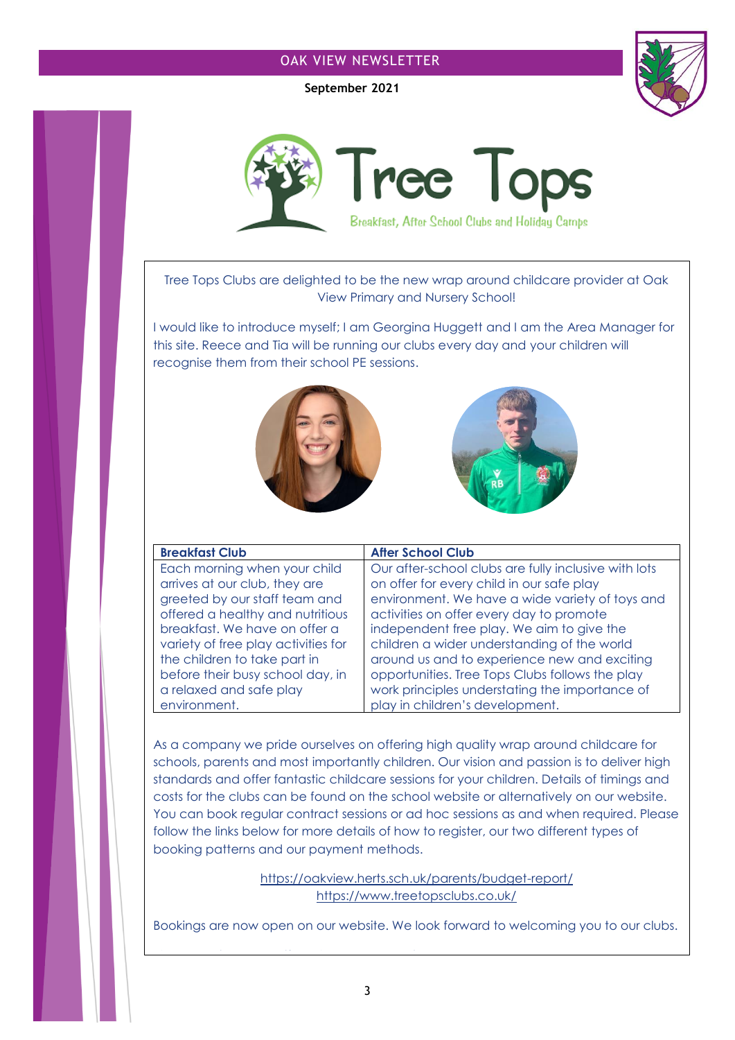# Tree Tops

Breakfast, After School Clubs and Holiday Camps

Tree Tops Clubs are delighted to be the new wrap around childcare provider at Oak View Primary and Nursery School!

I would like to introduce myself; I am Georgina Huggett and I am the Area Manager for this site. Reece and Tia will be running our clubs every day and your children will recognise them from their school PE sessions.

| Breakfast Club | After School Club |
| --- | --- |
| Each morning when your child arrives at our club, they are greeted by our staff team and offered a healthy and nutritious breakfast. We have on offer a variety of free play activities for the children to take part in before their busy school day, in a relaxed and safe play environment. | Our after-school clubs are fully inclusive with lots on offer for every child in our safe play environment. We have a wide variety of toys and activities on offer every day to promote independent free play. We aim to give the children a wider understanding of the world around us and to experience new and exciting opportunities. Tree Tops Clubs follows the play work principles understating the importance of play in children's development. |

As a company we pride ourselves on offering high quality wrap around childcare for schools, parents and most importantly children. Our vision and passion is to deliver high standards and offer fantastic childcare sessions for your children. Details of timings and costs for the clubs can be found on the school website or alternatively on our website. You can book regular contract sessions or ad hoc sessions as and when required. Please follow the links below for more details of how to register, our two different types of booking patterns and our payment methods.

https://oakview.herts.sch.uk/parents/budget-report/
https://www.treetopsclubs.co.uk/

Bookings are now open on our website. We look forward to welcoming you to our clubs.